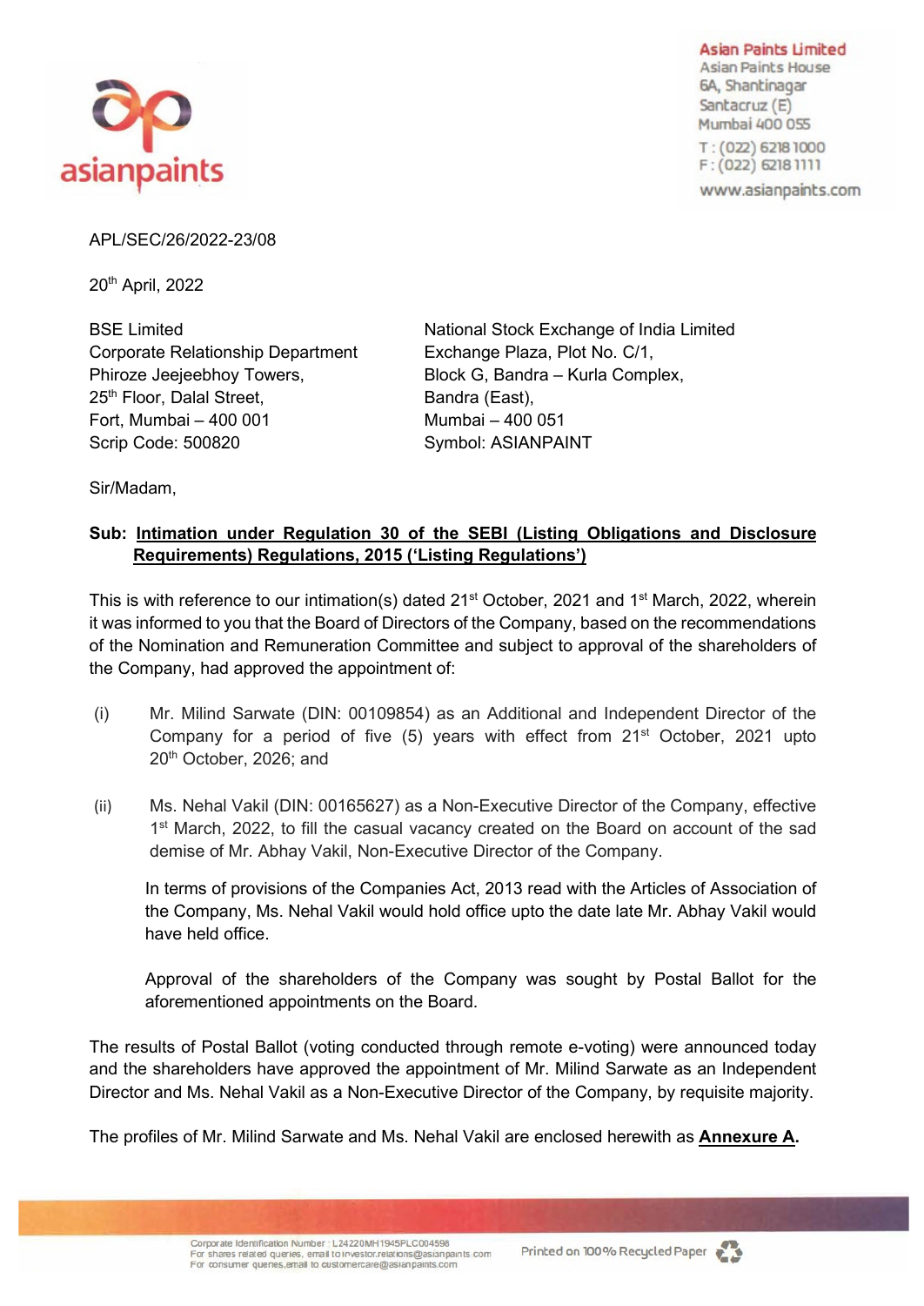**Asian Paints Limited**
Asian Paints House
6A, Shantinagar
Santacruz (E)
Mumbai 400 055
T : (022) 6218 1000
F : (022) 6218 1111
www.asianpaints.com

APL/SEC/26/2022-23/08

20th April, 2022

BSE Limited
Corporate Relationship Department
Phiroze Jeejeebhoy Towers,
25th Floor, Dalal Street,
Fort, Mumbai – 400 001
Scrip Code: 500820

National Stock Exchange of India Limited
Exchange Plaza, Plot No. C/1,
Block G, Bandra – Kurla Complex,
Bandra (East),
Mumbai – 400 051
Symbol: ASIANPAINT

Sir/Madam,

**Sub: Intimation under Regulation 30 of the SEBI (Listing Obligations and Disclosure Requirements) Regulations, 2015 ('Listing Regulations')**

This is with reference to our intimation(s) dated 21st October, 2021 and 1st March, 2022, wherein it was informed to you that the Board of Directors of the Company, based on the recommendations of the Nomination and Remuneration Committee and subject to approval of the shareholders of the Company, had approved the appointment of:

(i) Mr. Milind Sarwate (DIN: 00109854) as an Additional and Independent Director of the Company for a period of five (5) years with effect from 21st October, 2021 upto 20th October, 2026; and

(ii) Ms. Nehal Vakil (DIN: 00165627) as a Non-Executive Director of the Company, effective 1st March, 2022, to fill the casual vacancy created on the Board on account of the sad demise of Mr. Abhay Vakil, Non-Executive Director of the Company.

In terms of provisions of the Companies Act, 2013 read with the Articles of Association of the Company, Ms. Nehal Vakil would hold office upto the date late Mr. Abhay Vakil would have held office.

Approval of the shareholders of the Company was sought by Postal Ballot for the aforementioned appointments on the Board.

The results of Postal Ballot (voting conducted through remote e-voting) were announced today and the shareholders have approved the appointment of Mr. Milind Sarwate as an Independent Director and Ms. Nehal Vakil as a Non-Executive Director of the Company, by requisite majority.

The profiles of Mr. Milind Sarwate and Ms. Nehal Vakil are enclosed herewith as **Annexure A.**

Corporate Identification Number : L24220MH1945PLC004598
For shares related queries, email to investor.relations@asianpaints.com
For consumer queries, email to customercare@asianpaints.com

Printed on 100% Recycled Paper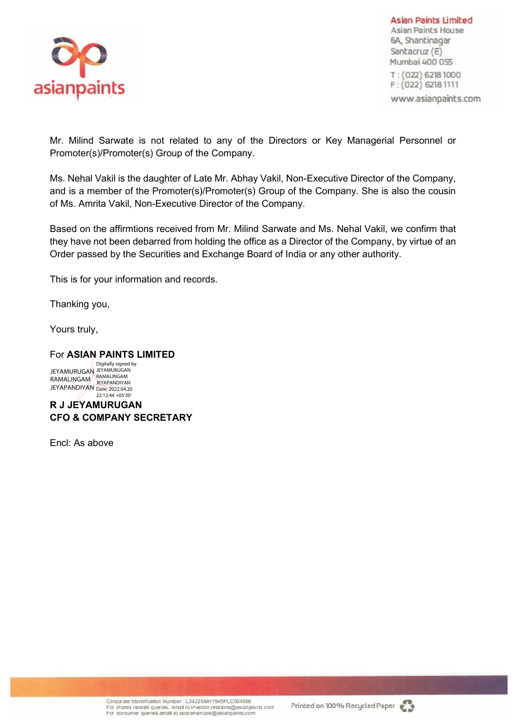Mr. Milind Sarwate is not related to any of the Directors or Key Managerial Personnel or Promoter(s)/Promoter(s) Group of the Company.

Ms. Nehal Vakil is the daughter of Late Mr. Abhay Vakil, Non-Executive Director of the Company, and is a member of the Promoter(s)/Promoter(s) Group of the Company. She is also the cousin of Ms. Amrita Vakil, Non-Executive Director of the Company.

Based on the affirmtions received from Mr. Milind Sarwate and Ms. Nehal Vakil, we confirm that they have not been debarred from holding the office as a Director of the Company, by virtue of an Order passed by the Securities and Exchange Board of India or any other authority.

This is for your information and records.

Thanking you,

Yours truly,

For **ASIAN PAINTS LIMITED**

JEYAMURUGAN RAMALINGAM JEYAPANDIYAN
Digitally signed by JEYAMURUGAN RAMALINGAM JEYAPANDIYAN
Date: 2022.04.20 22:12:44 +05'30'

**R J JEYAMURUGAN**
**CFO & COMPANY SECRETARY**

Encl: As above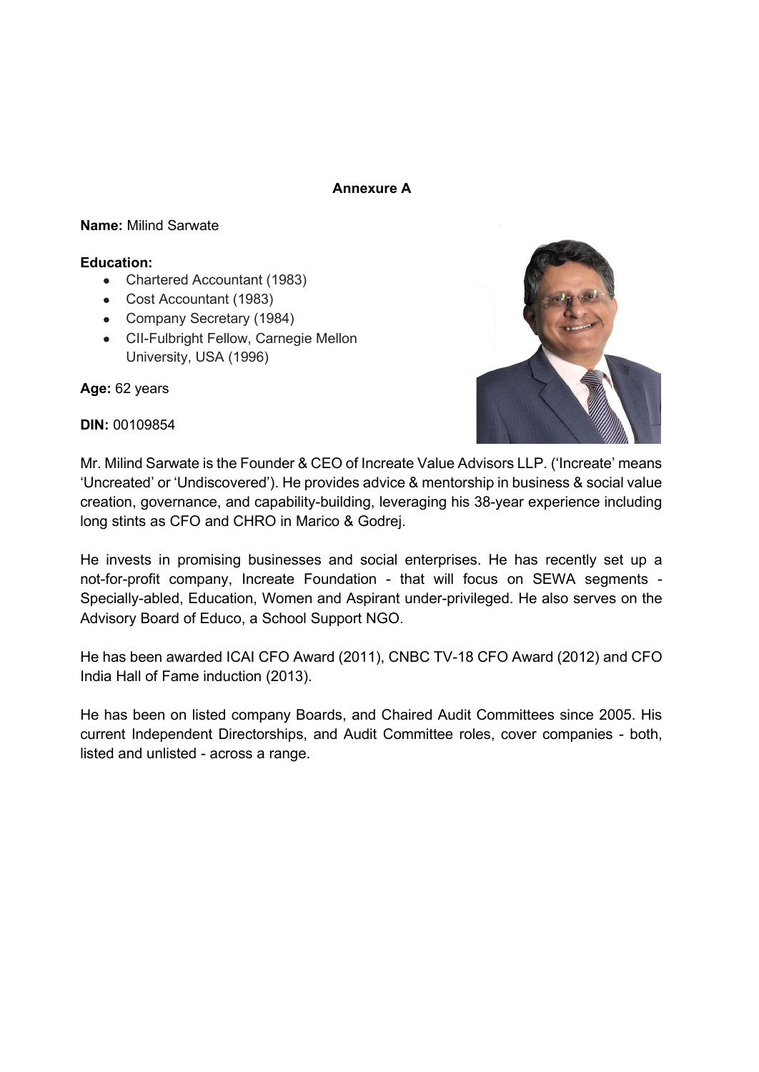**Annexure A**

**Name:** Milind Sarwate

**Education:**

- Chartered Accountant (1983)
- Cost Accountant (1983)
- Company Secretary (1984)
- CII-Fulbright Fellow, Carnegie Mellon University, USA (1996)

**Age:** 62 years

**DIN:** 00109854

Mr. Milind Sarwate is the Founder & CEO of Increate Value Advisors LLP. ('Increate' means 'Uncreated' or 'Undiscovered'). He provides advice & mentorship in business & social value creation, governance, and capability-building, leveraging his 38-year experience including long stints as CFO and CHRO in Marico & Godrej.

He invests in promising businesses and social enterprises. He has recently set up a not-for-profit company, Increate Foundation - that will focus on SEWA segments - Specially-abled, Education, Women and Aspirant under-privileged. He also serves on the Advisory Board of Educo, a School Support NGO.

He has been awarded ICAI CFO Award (2011), CNBC TV-18 CFO Award (2012) and CFO India Hall of Fame induction (2013).

He has been on listed company Boards, and Chaired Audit Committees since 2005. His current Independent Directorships, and Audit Committee roles, cover companies - both, listed and unlisted - across a range.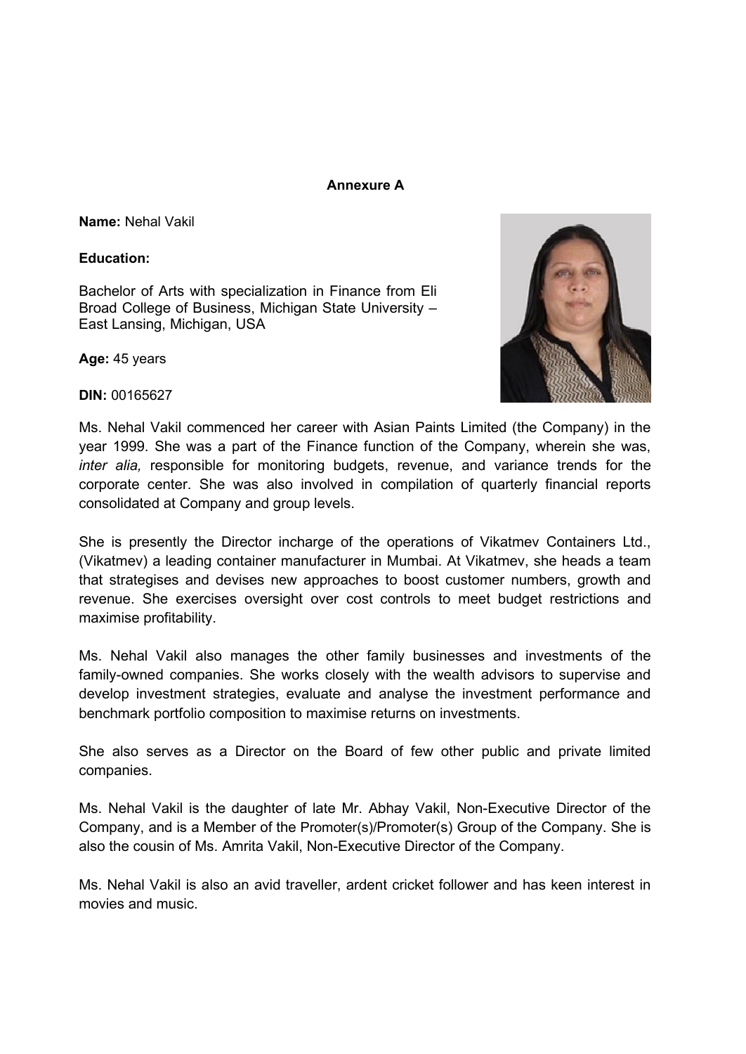**Annexure A**

**Name:** Nehal Vakil

**Education:**

Bachelor of Arts with specialization in Finance from Eli Broad College of Business, Michigan State University – East Lansing, Michigan, USA

**Age:** 45 years

**DIN:** 00165627

Ms. Nehal Vakil commenced her career with Asian Paints Limited (the Company) in the year 1999. She was a part of the Finance function of the Company, wherein she was, *inter alia,* responsible for monitoring budgets, revenue, and variance trends for the corporate center. She was also involved in compilation of quarterly financial reports consolidated at Company and group levels.

She is presently the Director incharge of the operations of Vikatmev Containers Ltd., (Vikatmev) a leading container manufacturer in Mumbai. At Vikatmev, she heads a team that strategises and devises new approaches to boost customer numbers, growth and revenue. She exercises oversight over cost controls to meet budget restrictions and maximise profitability.

Ms. Nehal Vakil also manages the other family businesses and investments of the family-owned companies. She works closely with the wealth advisors to supervise and develop investment strategies, evaluate and analyse the investment performance and benchmark portfolio composition to maximise returns on investments.

She also serves as a Director on the Board of few other public and private limited companies.

Ms. Nehal Vakil is the daughter of late Mr. Abhay Vakil, Non-Executive Director of the Company, and is a Member of the Promoter(s)/Promoter(s) Group of the Company. She is also the cousin of Ms. Amrita Vakil, Non-Executive Director of the Company.

Ms. Nehal Vakil is also an avid traveller, ardent cricket follower and has keen interest in movies and music.